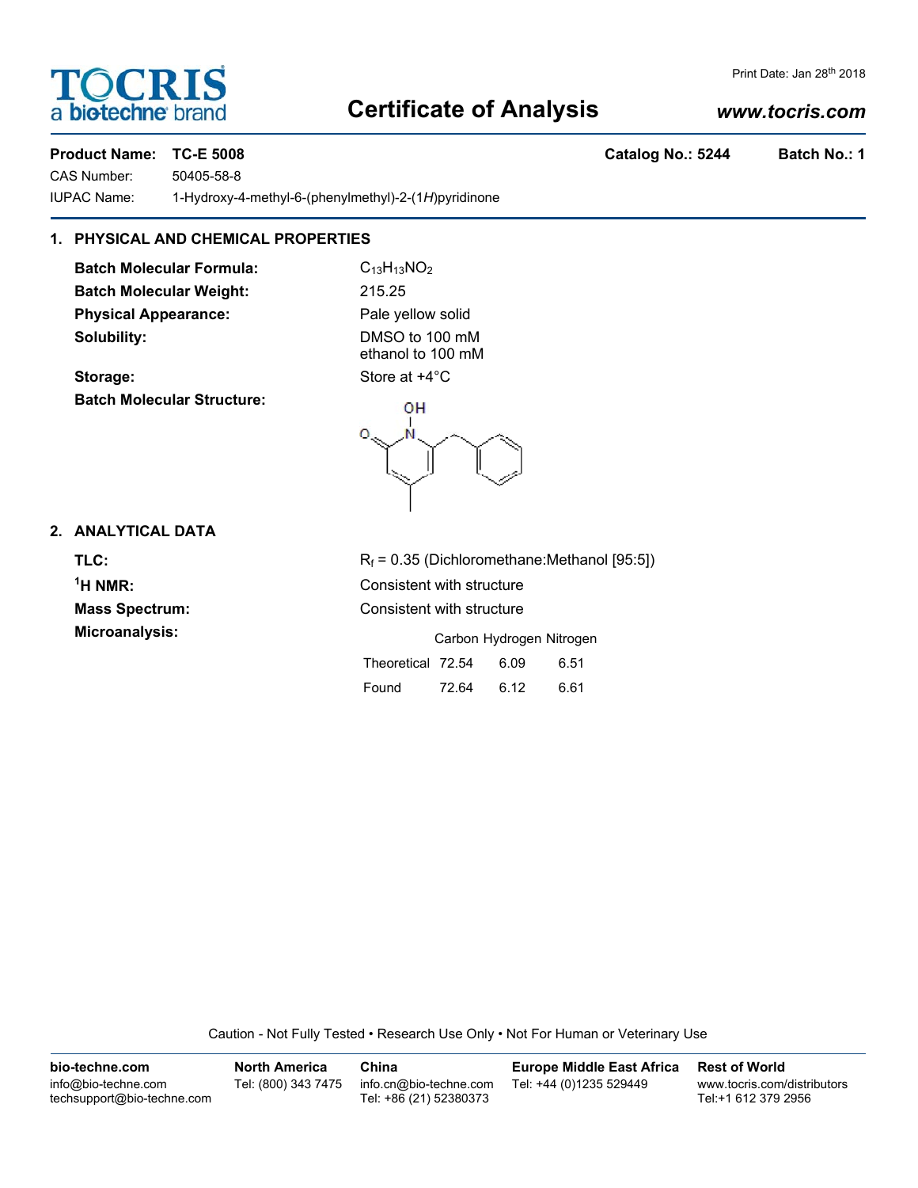# TOCRIS
a bio-techne brand

## Certificate of Analysis

Print Date: Jan 28th 2018

www.tocris.com

**Product Name: TC-E 5008** **Catalog No.: 5244** **Batch No.: 1**

CAS Number: 50405-58-8

IUPAC Name: 1-Hydroxy-4-methyl-6-(phenylmethyl)-2-(1*H*)pyridinone

## 1. PHYSICAL AND CHEMICAL PROPERTIES

**Batch Molecular Formula:** $C_{13}H_{13}NO_2$

**Batch Molecular Weight:** 215.25

**Physical Appearance:** Pale yellow solid

**Solubility:** DMSO to 100 mM
ethanol to 100 mM

**Storage:** Store at +4°C

**Batch Molecular Structure:**

## 2. ANALYTICAL DATA

**TLC:** $R_f$ = 0.35 (Dichloromethane:Methanol [95:5])

**$^1$H NMR:** Consistent with structure

**Mass Spectrum:** Consistent with structure

**Microanalysis:**

| | Carbon | Hydrogen | Nitrogen |
|---|---|---|---|
| Theoretical | 72.54 | 6.09 | 6.51 |
| Found | 72.64 | 6.12 | 6.61 |

Caution - Not Fully Tested • Research Use Only • Not For Human or Veterinary Use

**bio-techne.com**
info@bio-techne.com
techsupport@bio-techne.com

**North America**
Tel: (800) 343 7475

**China**
info.cn@bio-techne.com
Tel: +86 (21) 52380373

**Europe Middle East Africa**
Tel: +44 (0)1235 529449

**Rest of World**
www.tocris.com/distributors
Tel:+1 612 379 2956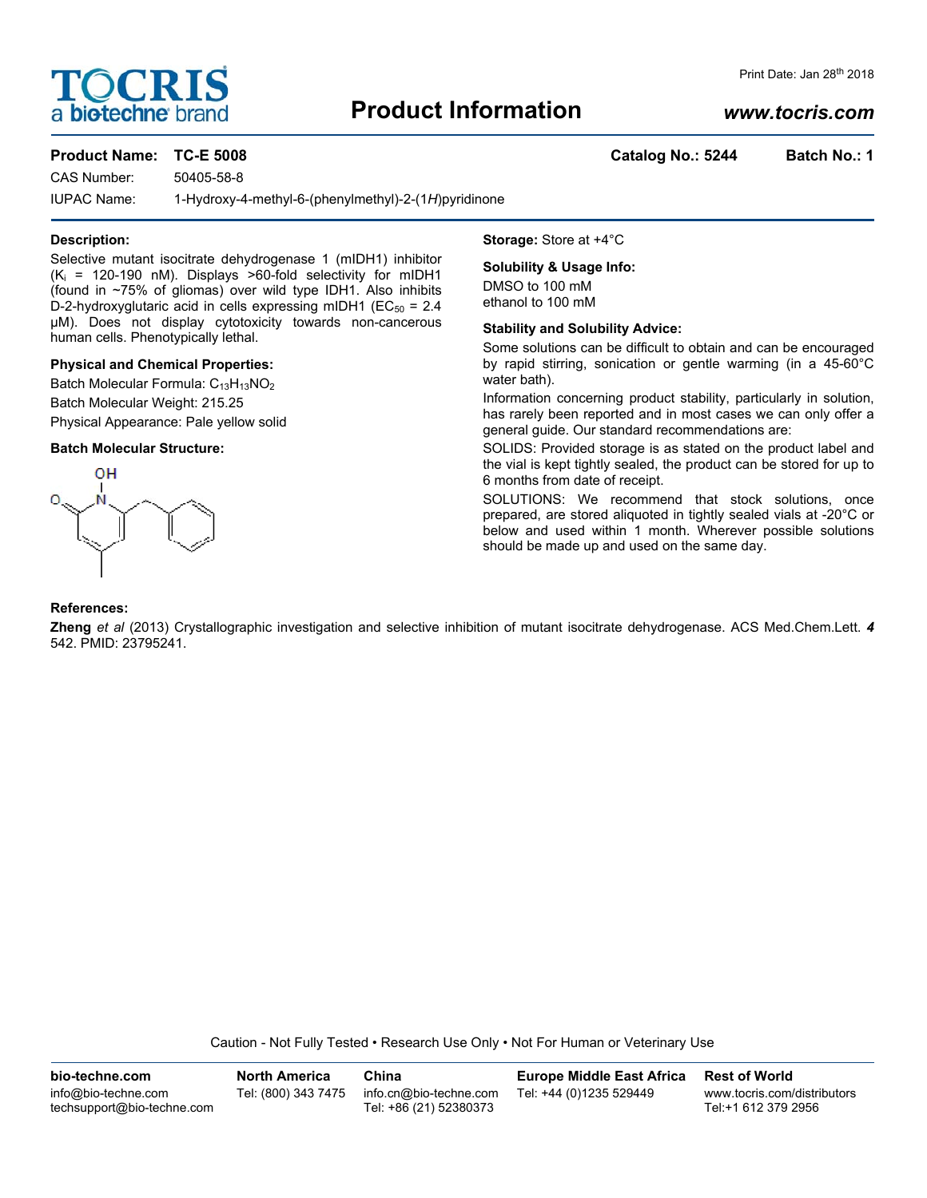# TOCRIS
a bio-techne brand

## Product Information

*www.tocris.com*

Print Date: Jan 28th 2018

**Product Name: TC-E 5008** **Catalog No.: 5244** **Batch No.: 1**

CAS Number: 50405-58-8

IUPAC Name: 1-Hydroxy-4-methyl-6-(phenylmethyl)-2-(1*H*)pyridinone

### Description:

Selective mutant isocitrate dehydrogenase 1 (mIDH1) inhibitor ($K_i$ = 120-190 nM). Displays >60-fold selectivity for mIDH1 (found in ~75% of gliomas) over wild type IDH1. Also inhibits D-2-hydroxyglutaric acid in cells expressing mIDH1 ($EC_{50}$ = 2.4 μM). Does not display cytotoxicity towards non-cancerous human cells. Phenotypically lethal.

### Physical and Chemical Properties:

Batch Molecular Formula: $C_{13}H_{13}NO_2$

Batch Molecular Weight: 215.25

Physical Appearance: Pale yellow solid

### Batch Molecular Structure:

### Storage: Store at +4°C

### Solubility & Usage Info:

DMSO to 100 mM
ethanol to 100 mM

### Stability and Solubility Advice:

Some solutions can be difficult to obtain and can be encouraged by rapid stirring, sonication or gentle warming (in a 45-60°C water bath).

Information concerning product stability, particularly in solution, has rarely been reported and in most cases we can only offer a general guide. Our standard recommendations are:

SOLIDS: Provided storage is as stated on the product label and the vial is kept tightly sealed, the product can be stored for up to 6 months from date of receipt.

SOLUTIONS: We recommend that stock solutions, once prepared, are stored aliquoted in tightly sealed vials at -20°C or below and used within 1 month. Wherever possible solutions should be made up and used on the same day.

### References:

**Zheng** *et al* (2013) Crystallographic investigation and selective inhibition of mutant isocitrate dehydrogenase. ACS Med.Chem.Lett. ***4*** 542. PMID: 23795241.

Caution - Not Fully Tested • Research Use Only • Not For Human or Veterinary Use

| **bio-techne.com** | **North America** | **China** | **Europe Middle East Africa** | **Rest of World** |
| --- | --- | --- | --- | --- |
| info@bio-techne.com<br>techsupport@bio-techne.com | Tel: (800) 343 7475 | info.cn@bio-techne.com<br>Tel: +86 (21) 52380373 | Tel: +44 (0)1235 529449 | www.tocris.com/distributors<br>Tel:+1 612 379 2956 |